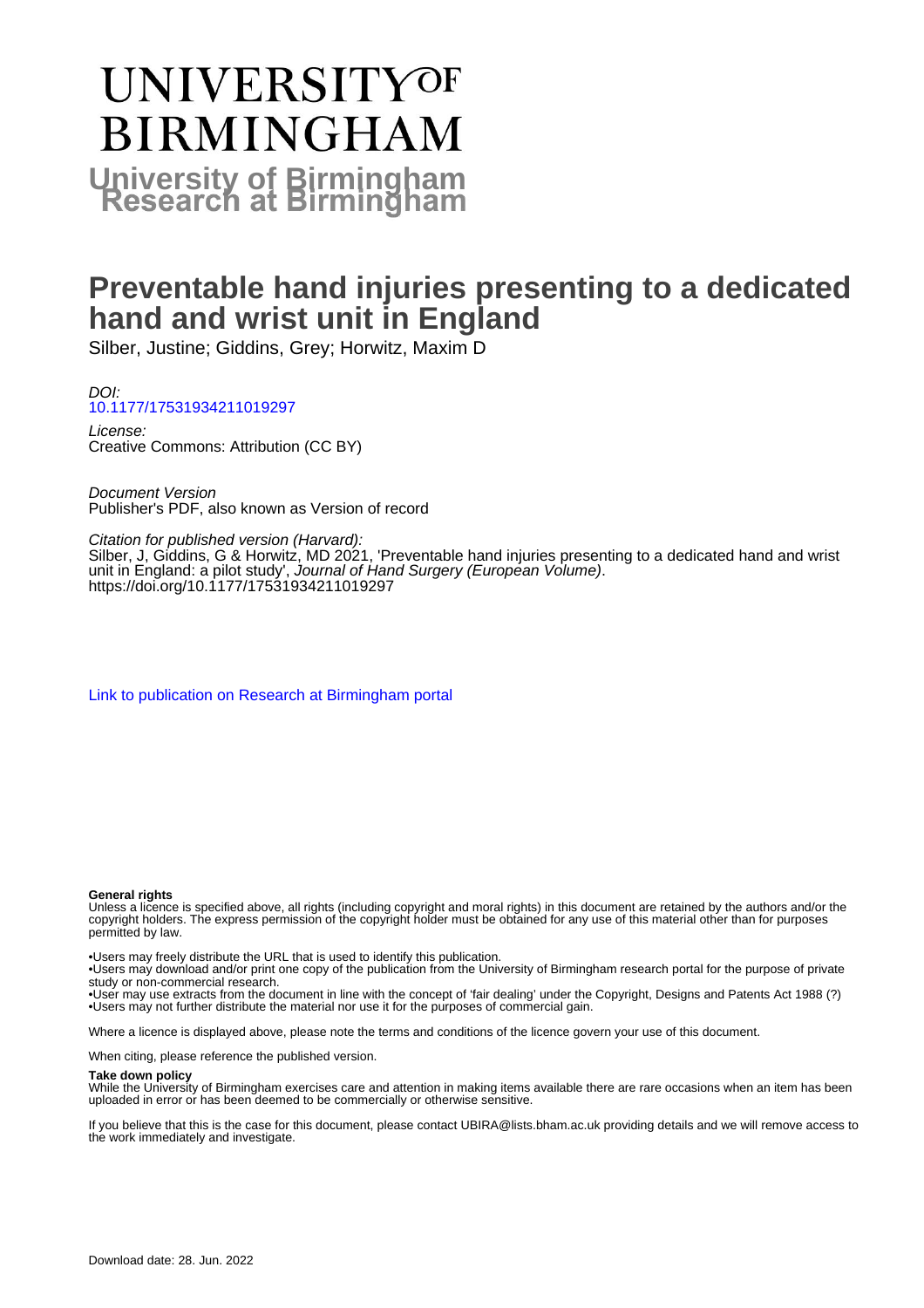# UNIVERSITY OF BIRMINGHAM

## University of Birmingham Research at Birmingham

# Preventable hand injuries presenting to a dedicated hand and wrist unit in England

Silber, Justine; Giddins, Grey; Horwitz, Maxim D

*DOI:*
10.1177/17531934211019297

*License:*
Creative Commons: Attribution (CC BY)

*Document Version*
Publisher's PDF, also known as Version of record

*Citation for published version (Harvard):*
Silber, J, Giddins, G & Horwitz, MD 2021, 'Preventable hand injuries presenting to a dedicated hand and wrist unit in England: a pilot study', *Journal of Hand Surgery (European Volume)*. https://doi.org/10.1177/17531934211019297

Link to publication on Research at Birmingham portal

**General rights**

Unless a licence is specified above, all rights (including copyright and moral rights) in this document are retained by the authors and/or the copyright holders. The express permission of the copyright holder must be obtained for any use of this material other than for purposes permitted by law.

- •Users may freely distribute the URL that is used to identify this publication.
- •Users may download and/or print one copy of the publication from the University of Birmingham research portal for the purpose of private study or non-commercial research.
- •User may use extracts from the document in line with the concept of 'fair dealing' under the Copyright, Designs and Patents Act 1988 (?)
- •Users may not further distribute the material nor use it for the purposes of commercial gain.

Where a licence is displayed above, please note the terms and conditions of the licence govern your use of this document.

When citing, please reference the published version.

**Take down policy**

While the University of Birmingham exercises care and attention in making items available there are rare occasions when an item has been uploaded in error or has been deemed to be commercially or otherwise sensitive.

If you believe that this is the case for this document, please contact UBIRA@lists.bham.ac.uk providing details and we will remove access to the work immediately and investigate.

Download date: 28. Jun. 2022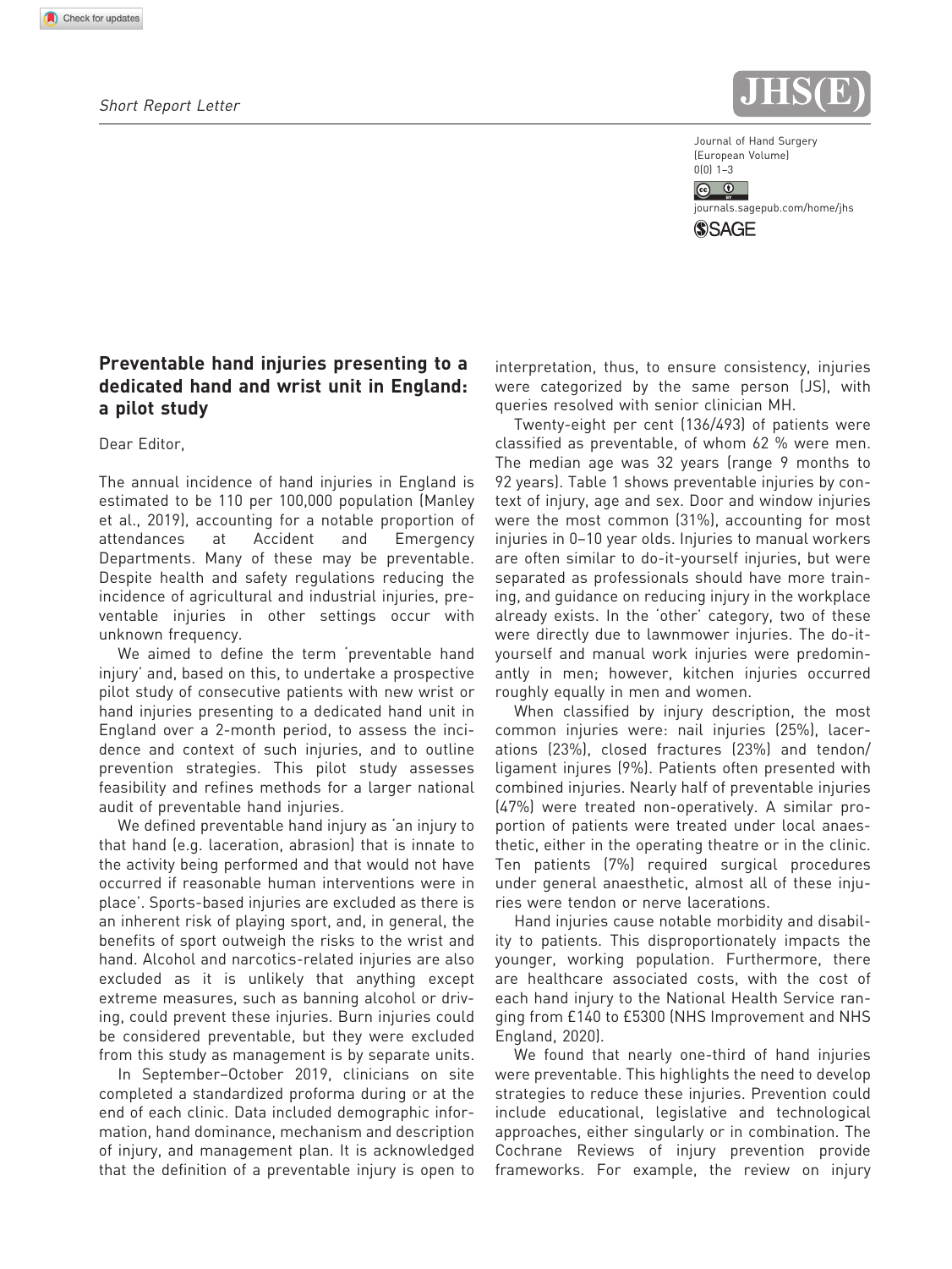Short Report Letter

## Preventable hand injuries presenting to a dedicated hand and wrist unit in England: a pilot study

Dear Editor,

The annual incidence of hand injuries in England is estimated to be 110 per 100,000 population (Manley et al., 2019), accounting for a notable proportion of attendances at Accident and Emergency Departments. Many of these may be preventable. Despite health and safety regulations reducing the incidence of agricultural and industrial injuries, preventable injuries in other settings occur with unknown frequency.

We aimed to define the term 'preventable hand injury' and, based on this, to undertake a prospective pilot study of consecutive patients with new wrist or hand injuries presenting to a dedicated hand unit in England over a 2-month period, to assess the incidence and context of such injuries, and to outline prevention strategies. This pilot study assesses feasibility and refines methods for a larger national audit of preventable hand injuries.

We defined preventable hand injury as 'an injury to that hand (e.g. laceration, abrasion) that is innate to the activity being performed and that would not have occurred if reasonable human interventions were in place'. Sports-based injuries are excluded as there is an inherent risk of playing sport, and, in general, the benefits of sport outweigh the risks to the wrist and hand. Alcohol and narcotics-related injuries are also excluded as it is unlikely that anything except extreme measures, such as banning alcohol or driving, could prevent these injuries. Burn injuries could be considered preventable, but they were excluded from this study as management is by separate units.

In September–October 2019, clinicians on site completed a standardized proforma during or at the end of each clinic. Data included demographic information, hand dominance, mechanism and description of injury, and management plan. It is acknowledged that the definition of a preventable injury is open to interpretation, thus, to ensure consistency, injuries were categorized by the same person (JS), with queries resolved with senior clinician MH.

Twenty-eight per cent (136/493) of patients were classified as preventable, of whom 62 % were men. The median age was 32 years (range 9 months to 92 years). Table 1 shows preventable injuries by context of injury, age and sex. Door and window injuries were the most common (31%), accounting for most injuries in 0–10 year olds. Injuries to manual workers are often similar to do-it-yourself injuries, but were separated as professionals should have more training, and guidance on reducing injury in the workplace already exists. In the 'other' category, two of these were directly due to lawnmower injuries. The do-it-yourself and manual work injuries were predominantly in men; however, kitchen injuries occurred roughly equally in men and women.

When classified by injury description, the most common injuries were: nail injuries (25%), lacerations (23%), closed fractures (23%) and tendon/ligament injures (9%). Patients often presented with combined injuries. Nearly half of preventable injuries (47%) were treated non-operatively. A similar proportion of patients were treated under local anaesthetic, either in the operating theatre or in the clinic. Ten patients (7%) required surgical procedures under general anaesthetic, almost all of these injuries were tendon or nerve lacerations.

Hand injuries cause notable morbidity and disability to patients. This disproportionately impacts the younger, working population. Furthermore, there are healthcare associated costs, with the cost of each hand injury to the National Health Service ranging from £140 to £5300 (NHS Improvement and NHS England, 2020).

We found that nearly one-third of hand injuries were preventable. This highlights the need to develop strategies to reduce these injuries. Prevention could include educational, legislative and technological approaches, either singularly or in combination. The Cochrane Reviews of injury prevention provide frameworks. For example, the review on injury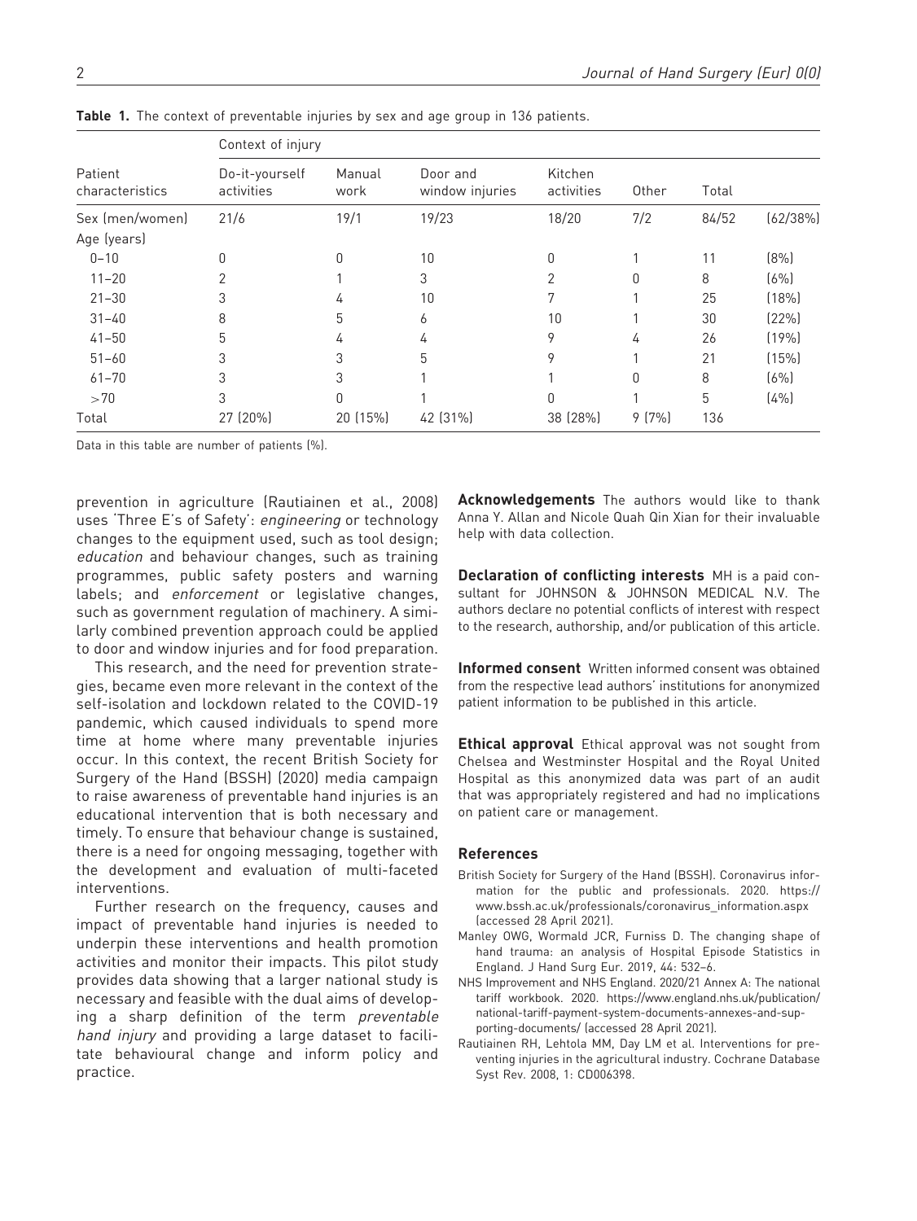**Table 1.** The context of preventable injuries by sex and age group in 136 patients.

| Patient characteristics | Context of injury | | | | | | |
|---|---|---|---|---|---|---|---|
| | Do-it-yourself activities | Manual work | Door and window injuries | Kitchen activities | Other | Total | |
| Sex (men/women) | 21/6 | 19/1 | 19/23 | 18/20 | 7/2 | 84/52 | (62/38%) |
| Age (years) | | | | | | | |
| 0–10 | 0 | 0 | 10 | 0 | 1 | 11 | (8%) |
| 11–20 | 2 | 1 | 3 | 2 | 0 | 8 | (6%) |
| 21–30 | 3 | 4 | 10 | 7 | 1 | 25 | (18%) |
| 31–40 | 8 | 5 | 6 | 10 | 1 | 30 | (22%) |
| 41–50 | 5 | 4 | 4 | 9 | 4 | 26 | (19%) |
| 51–60 | 3 | 3 | 5 | 9 | 1 | 21 | (15%) |
| 61–70 | 3 | 3 | 1 | 1 | 0 | 8 | (6%) |
| >70 | 3 | 0 | 1 | 0 | 1 | 5 | (4%) |
| Total | 27 (20%) | 20 (15%) | 42 (31%) | 38 (28%) | 9 (7%) | 136 | |

Data in this table are number of patients (%).

prevention in agriculture (Rautiainen et al., 2008) uses 'Three E's of Safety': *engineering* or technology changes to the equipment used, such as tool design; *education* and behaviour changes, such as training programmes, public safety posters and warning labels; and *enforcement* or legislative changes, such as government regulation of machinery. A similarly combined prevention approach could be applied to door and window injuries and for food preparation.

This research, and the need for prevention strategies, became even more relevant in the context of the self-isolation and lockdown related to the COVID-19 pandemic, which caused individuals to spend more time at home where many preventable injuries occur. In this context, the recent British Society for Surgery of the Hand (BSSH) (2020) media campaign to raise awareness of preventable hand injuries is an educational intervention that is both necessary and timely. To ensure that behaviour change is sustained, there is a need for ongoing messaging, together with the development and evaluation of multi-faceted interventions.

Further research on the frequency, causes and impact of preventable hand injuries is needed to underpin these interventions and health promotion activities and monitor their impacts. This pilot study provides data showing that a larger national study is necessary and feasible with the dual aims of developing a sharp definition of the term *preventable hand injury* and providing a large dataset to facilitate behavioural change and inform policy and practice.

**Acknowledgements** The authors would like to thank Anna Y. Allan and Nicole Quah Qin Xian for their invaluable help with data collection.

**Declaration of conflicting interests** MH is a paid consultant for JOHNSON & JOHNSON MEDICAL N.V. The authors declare no potential conflicts of interest with respect to the research, authorship, and/or publication of this article.

**Informed consent** Written informed consent was obtained from the respective lead authors' institutions for anonymized patient information to be published in this article.

**Ethical approval** Ethical approval was not sought from Chelsea and Westminster Hospital and the Royal United Hospital as this anonymized data was part of an audit that was appropriately registered and had no implications on patient care or management.

## References

British Society for Surgery of the Hand (BSSH). Coronavirus information for the public and professionals. 2020. https://www.bssh.ac.uk/professionals/coronavirus_information.aspx (accessed 28 April 2021).

Manley OWG, Wormald JCR, Furniss D. The changing shape of hand trauma: an analysis of Hospital Episode Statistics in England. J Hand Surg Eur. 2019, 44: 532–6.

NHS Improvement and NHS England. 2020/21 Annex A: The national tariff workbook. 2020. https://www.england.nhs.uk/publication/national-tariff-payment-system-documents-annexes-and-supporting-documents/ (accessed 28 April 2021).

Rautiainen RH, Lehtola MM, Day LM et al. Interventions for preventing injuries in the agricultural industry. Cochrane Database Syst Rev. 2008, 1: CD006398.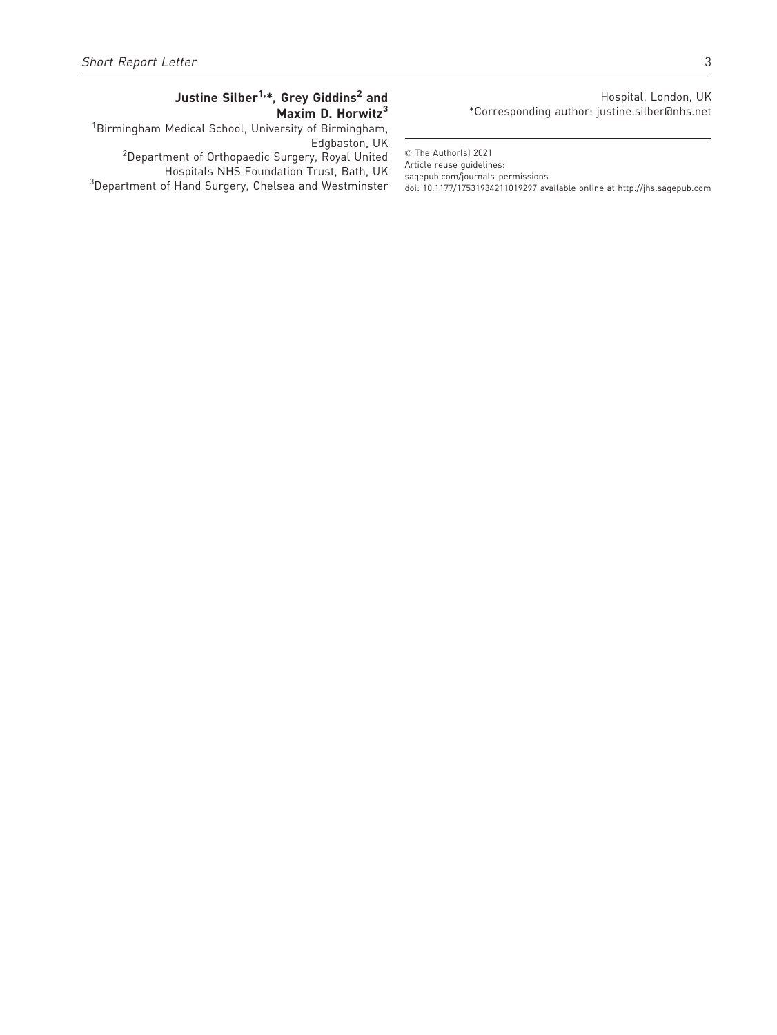**Justine Silber[1,*], Grey Giddins[2] and Maxim D. Horwitz[3]**

[1]Birmingham Medical School, University of Birmingham, Edgbaston, UK

[2]Department of Orthopaedic Surgery, Royal United Hospitals NHS Foundation Trust, Bath, UK

[3]Department of Hand Surgery, Chelsea and Westminster Hospital, London, UK

*Corresponding author: justine.silber@nhs.net

© The Author(s) 2021
Article reuse guidelines:
sagepub.com/journals-permissions
doi: 10.1177/17531934211019297 available online at http://jhs.sagepub.com